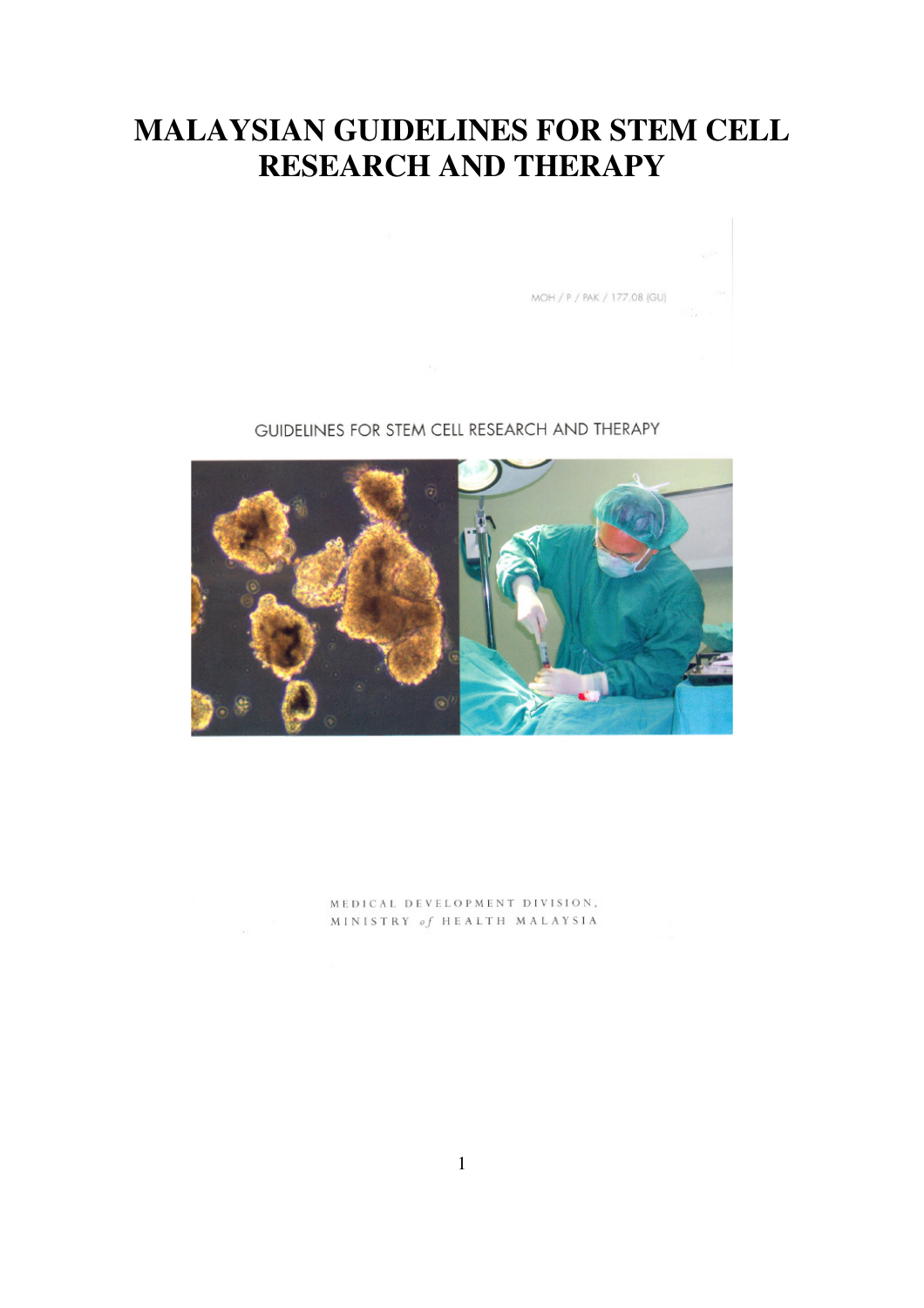# MALAYSIAN GUIDELINES FOR STEM CELL RESEARCH AND THERAPY

MOH / P / PAK / 177.08 (GU)

GUIDELINES FOR STEM CELL RESEARCH AND THERAPY

MEDICAL DEVELOPMENT DIVISION,
MINISTRY of HEALTH MALAYSIA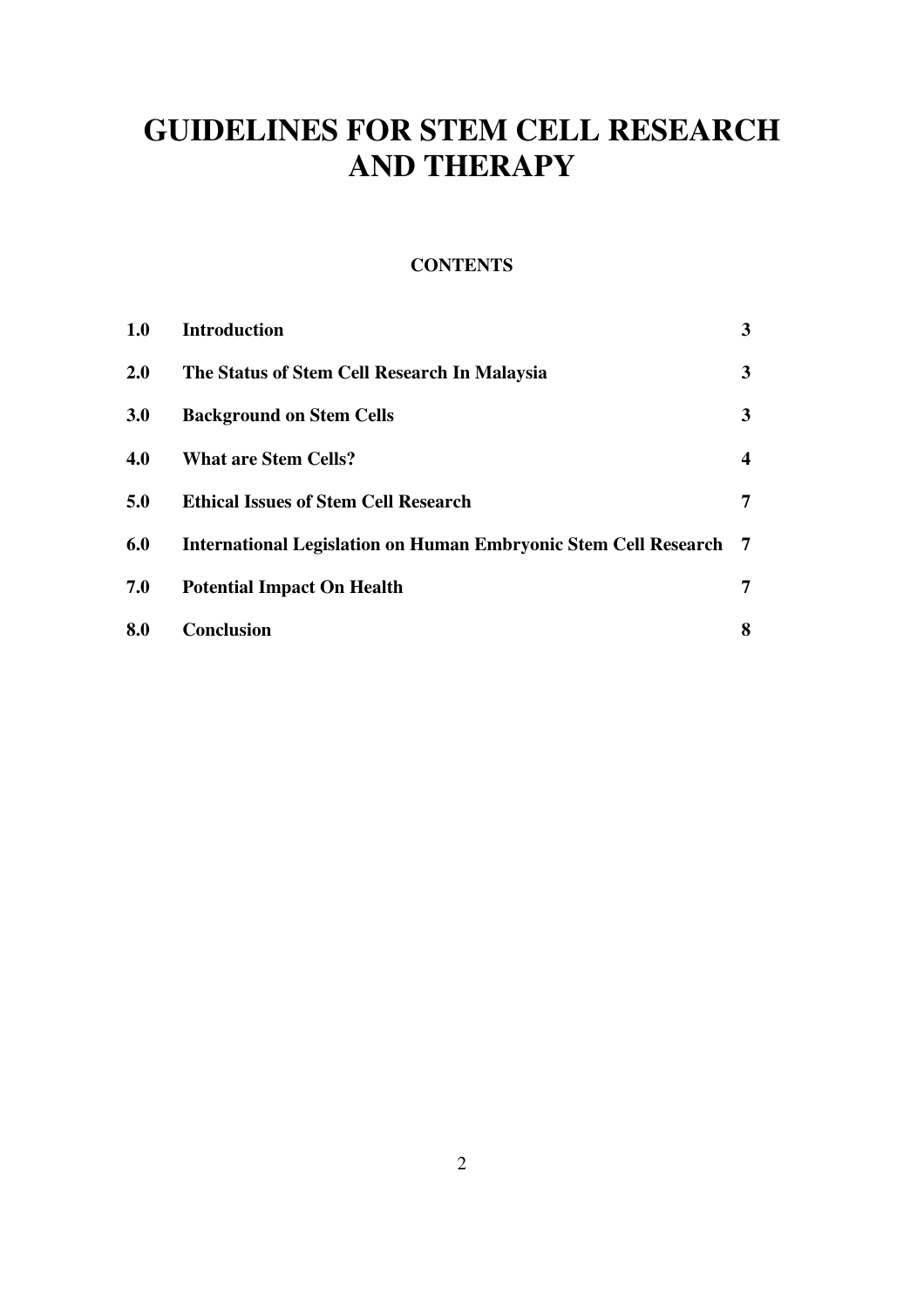# GUIDELINES FOR STEM CELL RESEARCH AND THERAPY

**CONTENTS**

| | | |
|---|---|---|
| **1.0** | **Introduction** | **3** |
| **2.0** | **The Status of Stem Cell Research In Malaysia** | **3** |
| **3.0** | **Background on Stem Cells** | **3** |
| **4.0** | **What are Stem Cells?** | **4** |
| **5.0** | **Ethical Issues of Stem Cell Research** | **7** |
| **6.0** | **International Legislation on Human Embryonic Stem Cell Research** | **7** |
| **7.0** | **Potential Impact On Health** | **7** |
| **8.0** | **Conclusion** | **8** |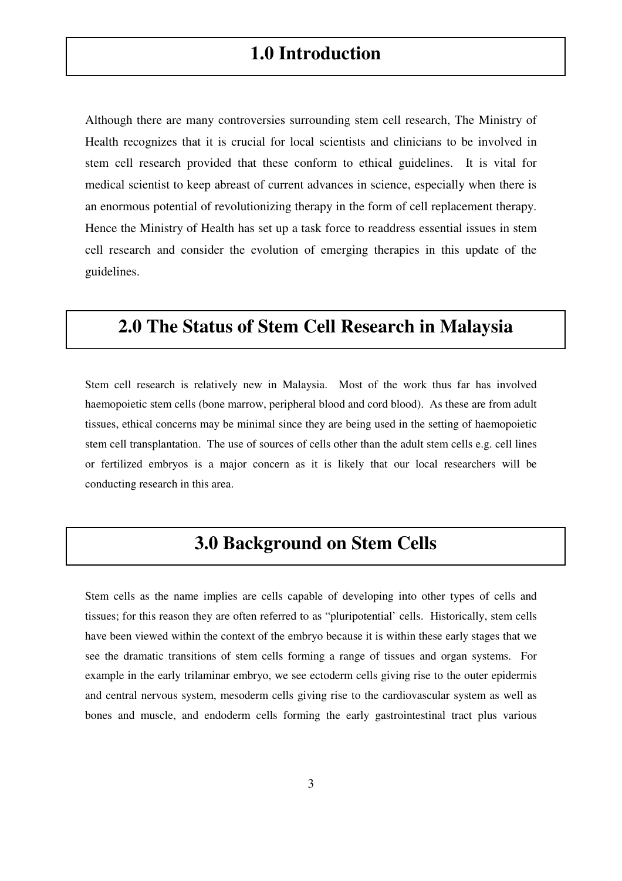# 1.0 Introduction

Although there are many controversies surrounding stem cell research, The Ministry of Health recognizes that it is crucial for local scientists and clinicians to be involved in stem cell research provided that these conform to ethical guidelines. It is vital for medical scientist to keep abreast of current advances in science, especially when there is an enormous potential of revolutionizing therapy in the form of cell replacement therapy. Hence the Ministry of Health has set up a task force to readdress essential issues in stem cell research and consider the evolution of emerging therapies in this update of the guidelines.

# 2.0 The Status of Stem Cell Research in Malaysia

Stem cell research is relatively new in Malaysia. Most of the work thus far has involved haemopoietic stem cells (bone marrow, peripheral blood and cord blood). As these are from adult tissues, ethical concerns may be minimal since they are being used in the setting of haemopoietic stem cell transplantation. The use of sources of cells other than the adult stem cells e.g. cell lines or fertilized embryos is a major concern as it is likely that our local researchers will be conducting research in this area.

# 3.0 Background on Stem Cells

Stem cells as the name implies are cells capable of developing into other types of cells and tissues; for this reason they are often referred to as "pluripotential' cells. Historically, stem cells have been viewed within the context of the embryo because it is within these early stages that we see the dramatic transitions of stem cells forming a range of tissues and organ systems. For example in the early trilaminar embryo, we see ectoderm cells giving rise to the outer epidermis and central nervous system, mesoderm cells giving rise to the cardiovascular system as well as bones and muscle, and endoderm cells forming the early gastrointestinal tract plus various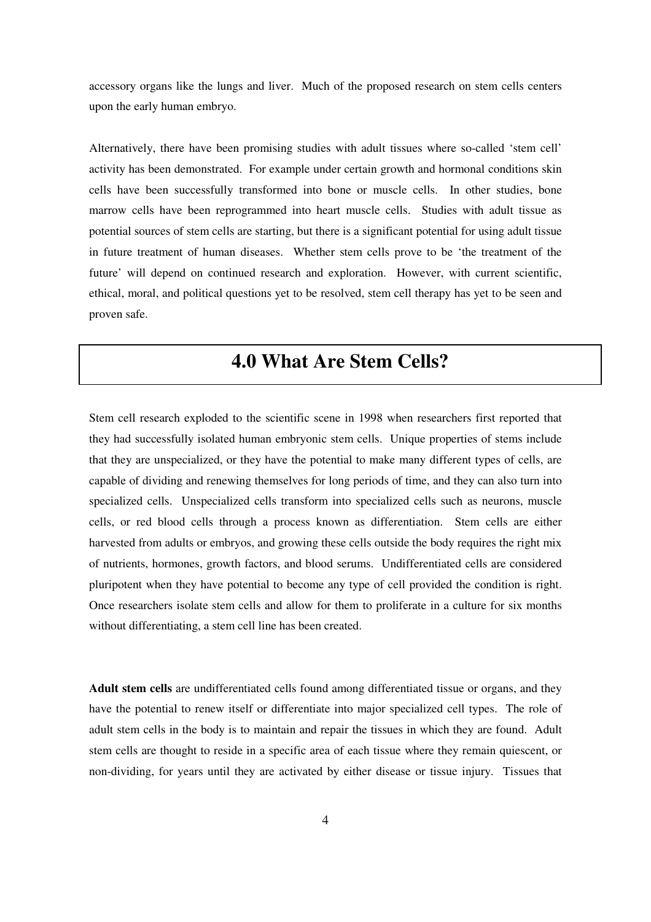accessory organs like the lungs and liver. Much of the proposed research on stem cells centers upon the early human embryo.

Alternatively, there have been promising studies with adult tissues where so-called 'stem cell' activity has been demonstrated. For example under certain growth and hormonal conditions skin cells have been successfully transformed into bone or muscle cells. In other studies, bone marrow cells have been reprogrammed into heart muscle cells. Studies with adult tissue as potential sources of stem cells are starting, but there is a significant potential for using adult tissue in future treatment of human diseases. Whether stem cells prove to be 'the treatment of the future' will depend on continued research and exploration. However, with current scientific, ethical, moral, and political questions yet to be resolved, stem cell therapy has yet to be seen and proven safe.

# 4.0 What Are Stem Cells?

Stem cell research exploded to the scientific scene in 1998 when researchers first reported that they had successfully isolated human embryonic stem cells. Unique properties of stems include that they are unspecialized, or they have the potential to make many different types of cells, are capable of dividing and renewing themselves for long periods of time, and they can also turn into specialized cells. Unspecialized cells transform into specialized cells such as neurons, muscle cells, or red blood cells through a process known as differentiation. Stem cells are either harvested from adults or embryos, and growing these cells outside the body requires the right mix of nutrients, hormones, growth factors, and blood serums. Undifferentiated cells are considered pluripotent when they have potential to become any type of cell provided the condition is right. Once researchers isolate stem cells and allow for them to proliferate in a culture for six months without differentiating, a stem cell line has been created.

**Adult stem cells** are undifferentiated cells found among differentiated tissue or organs, and they have the potential to renew itself or differentiate into major specialized cell types. The role of adult stem cells in the body is to maintain and repair the tissues in which they are found. Adult stem cells are thought to reside in a specific area of each tissue where they remain quiescent, or non-dividing, for years until they are activated by either disease or tissue injury. Tissues that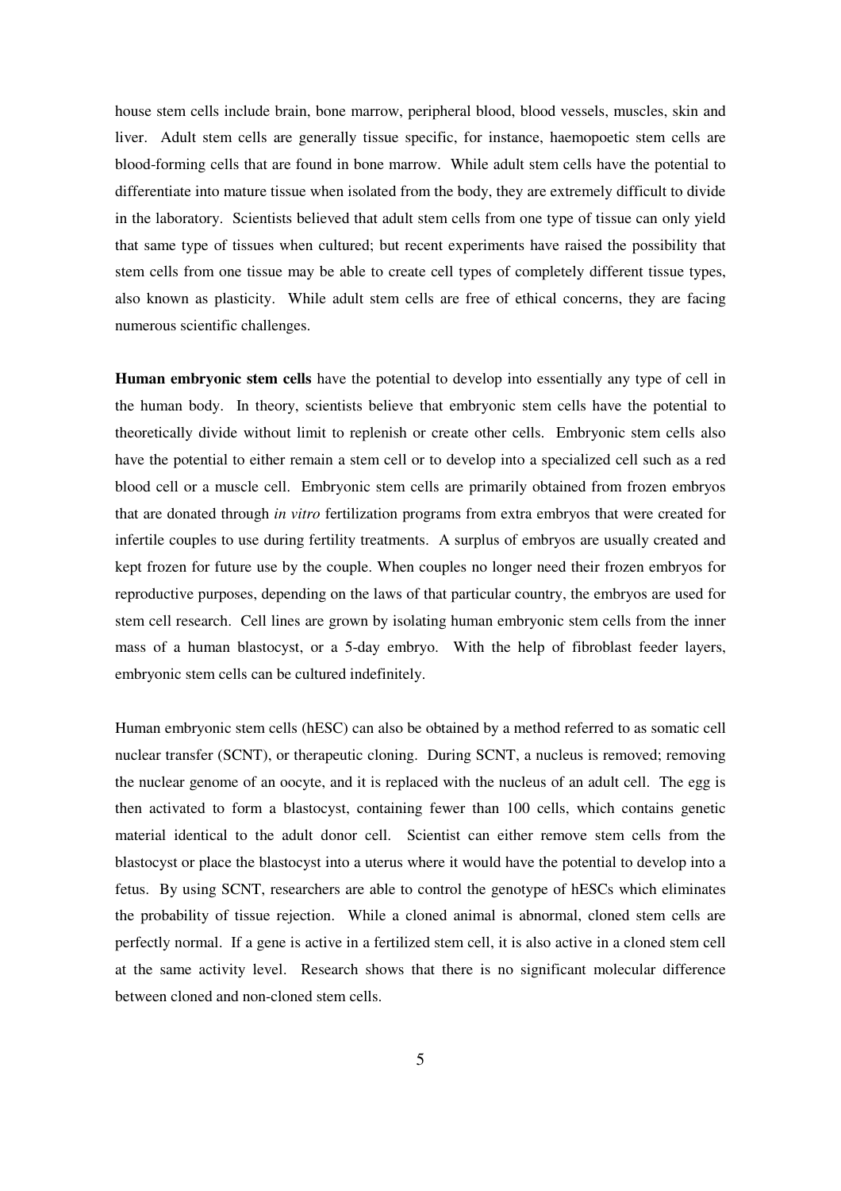house stem cells include brain, bone marrow, peripheral blood, blood vessels, muscles, skin and liver. Adult stem cells are generally tissue specific, for instance, haemopoetic stem cells are blood-forming cells that are found in bone marrow. While adult stem cells have the potential to differentiate into mature tissue when isolated from the body, they are extremely difficult to divide in the laboratory. Scientists believed that adult stem cells from one type of tissue can only yield that same type of tissues when cultured; but recent experiments have raised the possibility that stem cells from one tissue may be able to create cell types of completely different tissue types, also known as plasticity. While adult stem cells are free of ethical concerns, they are facing numerous scientific challenges.

**Human embryonic stem cells** have the potential to develop into essentially any type of cell in the human body. In theory, scientists believe that embryonic stem cells have the potential to theoretically divide without limit to replenish or create other cells. Embryonic stem cells also have the potential to either remain a stem cell or to develop into a specialized cell such as a red blood cell or a muscle cell. Embryonic stem cells are primarily obtained from frozen embryos that are donated through *in vitro* fertilization programs from extra embryos that were created for infertile couples to use during fertility treatments. A surplus of embryos are usually created and kept frozen for future use by the couple. When couples no longer need their frozen embryos for reproductive purposes, depending on the laws of that particular country, the embryos are used for stem cell research. Cell lines are grown by isolating human embryonic stem cells from the inner mass of a human blastocyst, or a 5-day embryo. With the help of fibroblast feeder layers, embryonic stem cells can be cultured indefinitely.

Human embryonic stem cells (hESC) can also be obtained by a method referred to as somatic cell nuclear transfer (SCNT), or therapeutic cloning. During SCNT, a nucleus is removed; removing the nuclear genome of an oocyte, and it is replaced with the nucleus of an adult cell. The egg is then activated to form a blastocyst, containing fewer than 100 cells, which contains genetic material identical to the adult donor cell. Scientist can either remove stem cells from the blastocyst or place the blastocyst into a uterus where it would have the potential to develop into a fetus. By using SCNT, researchers are able to control the genotype of hESCs which eliminates the probability of tissue rejection. While a cloned animal is abnormal, cloned stem cells are perfectly normal. If a gene is active in a fertilized stem cell, it is also active in a cloned stem cell at the same activity level. Research shows that there is no significant molecular difference between cloned and non-cloned stem cells.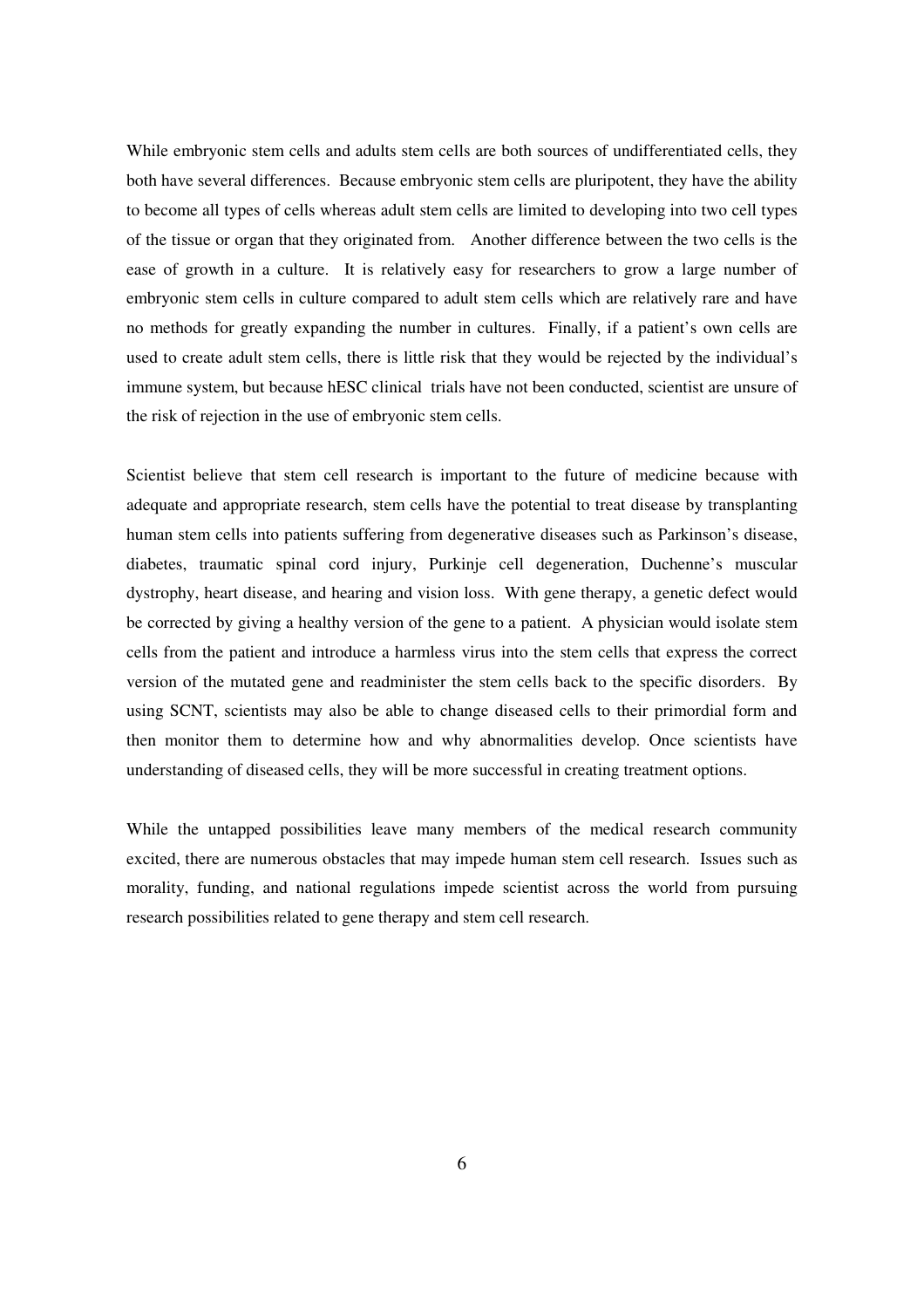While embryonic stem cells and adults stem cells are both sources of undifferentiated cells, they both have several differences. Because embryonic stem cells are pluripotent, they have the ability to become all types of cells whereas adult stem cells are limited to developing into two cell types of the tissue or organ that they originated from. Another difference between the two cells is the ease of growth in a culture. It is relatively easy for researchers to grow a large number of embryonic stem cells in culture compared to adult stem cells which are relatively rare and have no methods for greatly expanding the number in cultures. Finally, if a patient's own cells are used to create adult stem cells, there is little risk that they would be rejected by the individual's immune system, but because hESC clinical trials have not been conducted, scientist are unsure of the risk of rejection in the use of embryonic stem cells.

Scientist believe that stem cell research is important to the future of medicine because with adequate and appropriate research, stem cells have the potential to treat disease by transplanting human stem cells into patients suffering from degenerative diseases such as Parkinson's disease, diabetes, traumatic spinal cord injury, Purkinje cell degeneration, Duchenne's muscular dystrophy, heart disease, and hearing and vision loss. With gene therapy, a genetic defect would be corrected by giving a healthy version of the gene to a patient. A physician would isolate stem cells from the patient and introduce a harmless virus into the stem cells that express the correct version of the mutated gene and readminister the stem cells back to the specific disorders. By using SCNT, scientists may also be able to change diseased cells to their primordial form and then monitor them to determine how and why abnormalities develop. Once scientists have understanding of diseased cells, they will be more successful in creating treatment options.

While the untapped possibilities leave many members of the medical research community excited, there are numerous obstacles that may impede human stem cell research. Issues such as morality, funding, and national regulations impede scientist across the world from pursuing research possibilities related to gene therapy and stem cell research.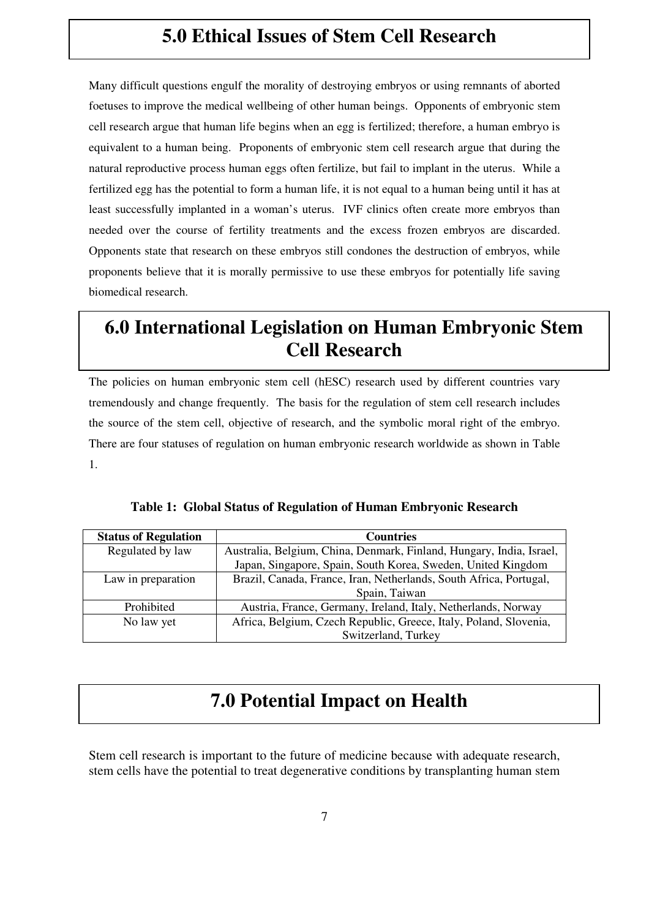# 5.0 Ethical Issues of Stem Cell Research

Many difficult questions engulf the morality of destroying embryos or using remnants of aborted foetuses to improve the medical wellbeing of other human beings. Opponents of embryonic stem cell research argue that human life begins when an egg is fertilized; therefore, a human embryo is equivalent to a human being. Proponents of embryonic stem cell research argue that during the natural reproductive process human eggs often fertilize, but fail to implant in the uterus. While a fertilized egg has the potential to form a human life, it is not equal to a human being until it has at least successfully implanted in a woman's uterus. IVF clinics often create more embryos than needed over the course of fertility treatments and the excess frozen embryos are discarded. Opponents state that research on these embryos still condones the destruction of embryos, while proponents believe that it is morally permissive to use these embryos for potentially life saving biomedical research.

# 6.0 International Legislation on Human Embryonic Stem Cell Research

The policies on human embryonic stem cell (hESC) research used by different countries vary tremendously and change frequently. The basis for the regulation of stem cell research includes the source of the stem cell, objective of research, and the symbolic moral right of the embryo. There are four statuses of regulation on human embryonic research worldwide as shown in Table 1.

**Table 1: Global Status of Regulation of Human Embryonic Research**

| Status of Regulation | Countries |
|---|---|
| Regulated by law | Australia, Belgium, China, Denmark, Finland, Hungary, India, Israel, Japan, Singapore, Spain, South Korea, Sweden, United Kingdom |
| Law in preparation | Brazil, Canada, France, Iran, Netherlands, South Africa, Portugal, Spain, Taiwan |
| Prohibited | Austria, France, Germany, Ireland, Italy, Netherlands, Norway |
| No law yet | Africa, Belgium, Czech Republic, Greece, Italy, Poland, Slovenia, Switzerland, Turkey |

# 7.0 Potential Impact on Health

Stem cell research is important to the future of medicine because with adequate research, stem cells have the potential to treat degenerative conditions by transplanting human stem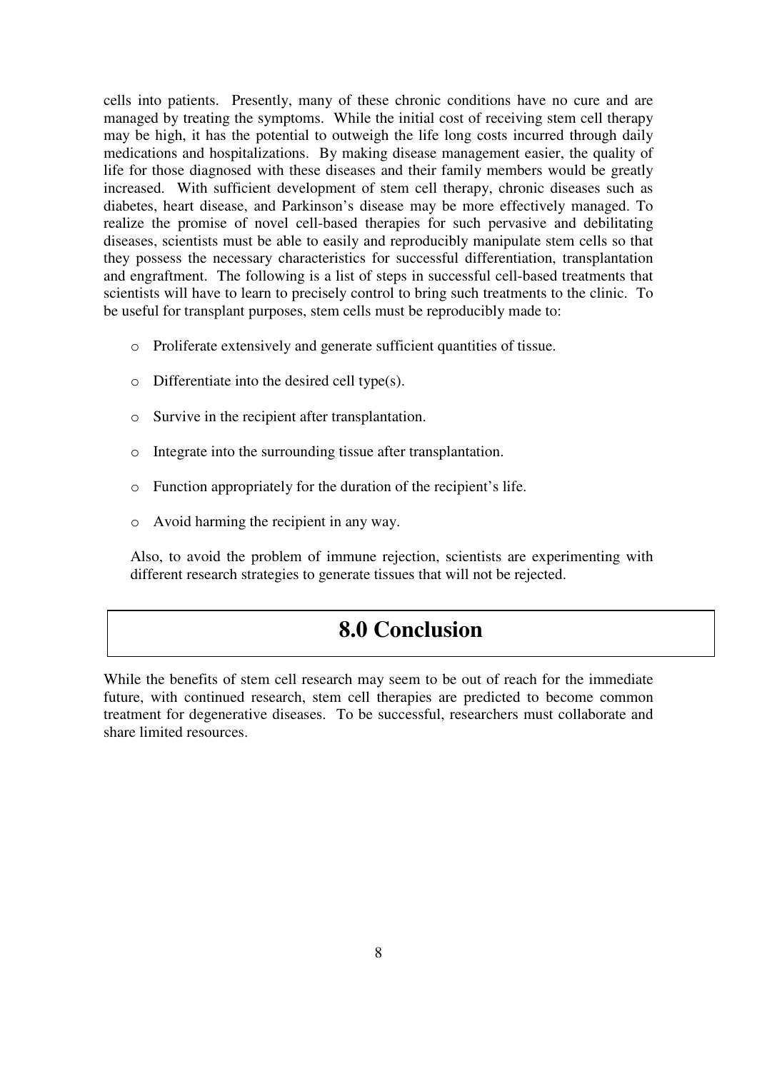cells into patients. Presently, many of these chronic conditions have no cure and are managed by treating the symptoms. While the initial cost of receiving stem cell therapy may be high, it has the potential to outweigh the life long costs incurred through daily medications and hospitalizations. By making disease management easier, the quality of life for those diagnosed with these diseases and their family members would be greatly increased. With sufficient development of stem cell therapy, chronic diseases such as diabetes, heart disease, and Parkinson's disease may be more effectively managed. To realize the promise of novel cell-based therapies for such pervasive and debilitating diseases, scientists must be able to easily and reproducibly manipulate stem cells so that they possess the necessary characteristics for successful differentiation, transplantation and engraftment. The following is a list of steps in successful cell-based treatments that scientists will have to learn to precisely control to bring such treatments to the clinic. To be useful for transplant purposes, stem cells must be reproducibly made to:

- Proliferate extensively and generate sufficient quantities of tissue.
- Differentiate into the desired cell type(s).
- Survive in the recipient after transplantation.
- Integrate into the surrounding tissue after transplantation.
- Function appropriately for the duration of the recipient's life.
- Avoid harming the recipient in any way.

Also, to avoid the problem of immune rejection, scientists are experimenting with different research strategies to generate tissues that will not be rejected.

# 8.0 Conclusion

While the benefits of stem cell research may seem to be out of reach for the immediate future, with continued research, stem cell therapies are predicted to become common treatment for degenerative diseases. To be successful, researchers must collaborate and share limited resources.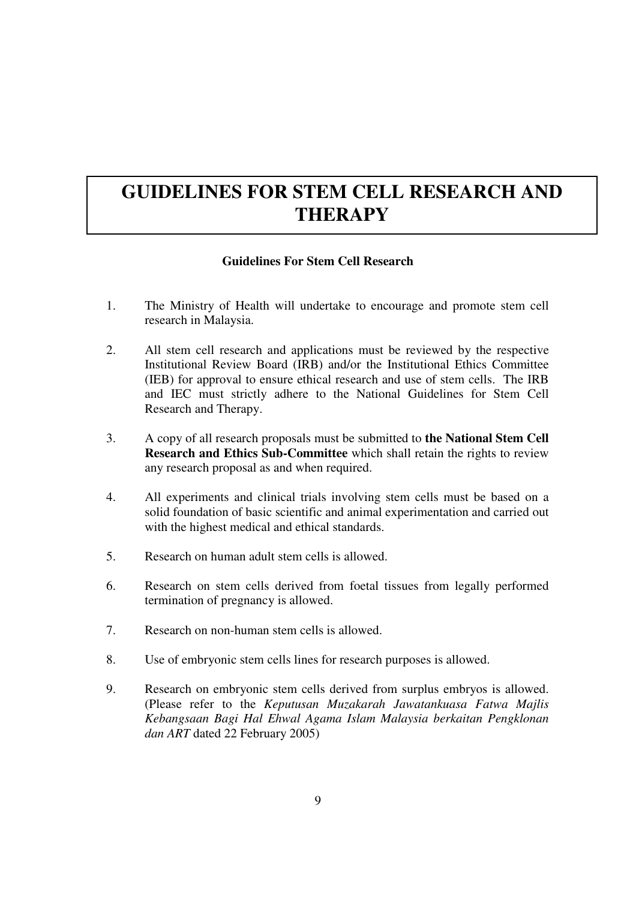# GUIDELINES FOR STEM CELL RESEARCH AND THERAPY

**Guidelines For Stem Cell Research**

1. The Ministry of Health will undertake to encourage and promote stem cell research in Malaysia.

2. All stem cell research and applications must be reviewed by the respective Institutional Review Board (IRB) and/or the Institutional Ethics Committee (IEB) for approval to ensure ethical research and use of stem cells. The IRB and IEC must strictly adhere to the National Guidelines for Stem Cell Research and Therapy.

3. A copy of all research proposals must be submitted to **the National Stem Cell Research and Ethics Sub-Committee** which shall retain the rights to review any research proposal as and when required.

4. All experiments and clinical trials involving stem cells must be based on a solid foundation of basic scientific and animal experimentation and carried out with the highest medical and ethical standards.

5. Research on human adult stem cells is allowed.

6. Research on stem cells derived from foetal tissues from legally performed termination of pregnancy is allowed.

7. Research on non-human stem cells is allowed.

8. Use of embryonic stem cells lines for research purposes is allowed.

9. Research on embryonic stem cells derived from surplus embryos is allowed. (Please refer to the *Keputusan Muzakarah Jawatankuasa Fatwa Majlis Kebangsaan Bagi Hal Ehwal Agama Islam Malaysia berkaitan Pengklonan dan ART* dated 22 February 2005)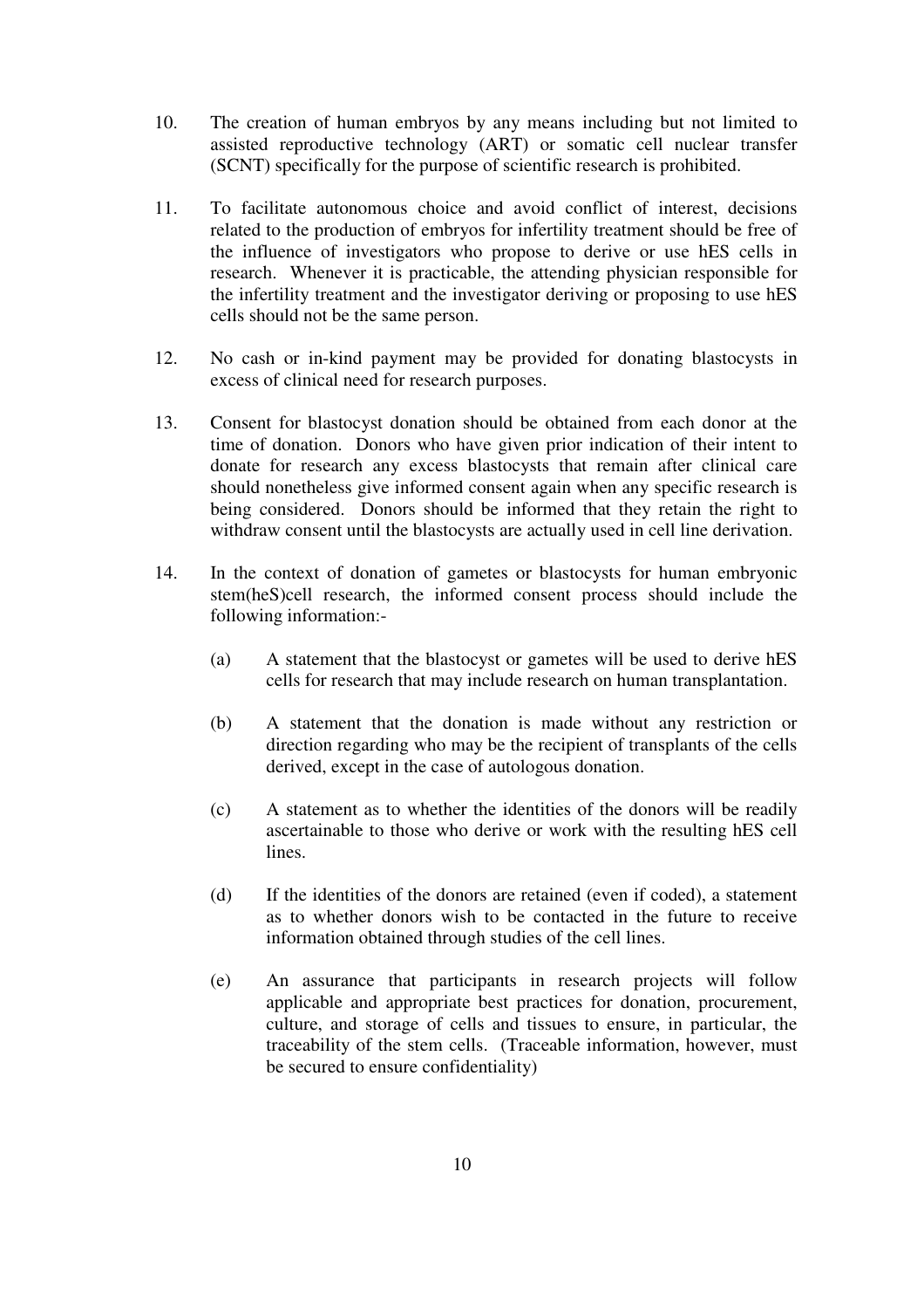10. The creation of human embryos by any means including but not limited to assisted reproductive technology (ART) or somatic cell nuclear transfer (SCNT) specifically for the purpose of scientific research is prohibited.

11. To facilitate autonomous choice and avoid conflict of interest, decisions related to the production of embryos for infertility treatment should be free of the influence of investigators who propose to derive or use hES cells in research. Whenever it is practicable, the attending physician responsible for the infertility treatment and the investigator deriving or proposing to use hES cells should not be the same person.

12. No cash or in-kind payment may be provided for donating blastocysts in excess of clinical need for research purposes.

13. Consent for blastocyst donation should be obtained from each donor at the time of donation. Donors who have given prior indication of their intent to donate for research any excess blastocysts that remain after clinical care should nonetheless give informed consent again when any specific research is being considered. Donors should be informed that they retain the right to withdraw consent until the blastocysts are actually used in cell line derivation.

14. In the context of donation of gametes or blastocysts for human embryonic stem(heS)cell research, the informed consent process should include the following information:-

    (a) A statement that the blastocyst or gametes will be used to derive hES cells for research that may include research on human transplantation.

    (b) A statement that the donation is made without any restriction or direction regarding who may be the recipient of transplants of the cells derived, except in the case of autologous donation.

    (c) A statement as to whether the identities of the donors will be readily ascertainable to those who derive or work with the resulting hES cell lines.

    (d) If the identities of the donors are retained (even if coded), a statement as to whether donors wish to be contacted in the future to receive information obtained through studies of the cell lines.

    (e) An assurance that participants in research projects will follow applicable and appropriate best practices for donation, procurement, culture, and storage of cells and tissues to ensure, in particular, the traceability of the stem cells. (Traceable information, however, must be secured to ensure confidentiality)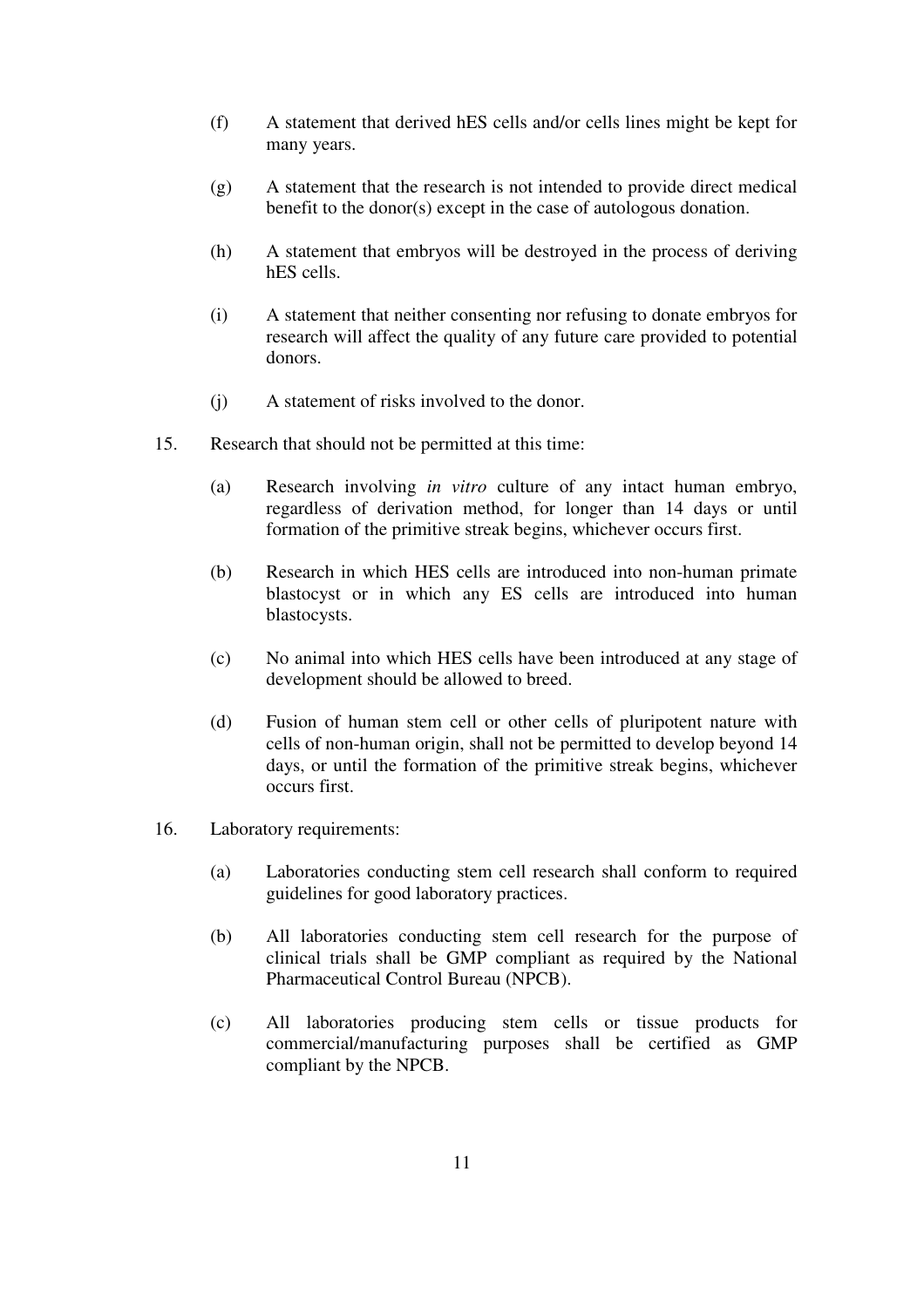(f) A statement that derived hES cells and/or cells lines might be kept for many years.

(g) A statement that the research is not intended to provide direct medical benefit to the donor(s) except in the case of autologous donation.

(h) A statement that embryos will be destroyed in the process of deriving hES cells.

(i) A statement that neither consenting nor refusing to donate embryos for research will affect the quality of any future care provided to potential donors.

(j) A statement of risks involved to the donor.

15. Research that should not be permitted at this time:

(a) Research involving *in vitro* culture of any intact human embryo, regardless of derivation method, for longer than 14 days or until formation of the primitive streak begins, whichever occurs first.

(b) Research in which HES cells are introduced into non-human primate blastocyst or in which any ES cells are introduced into human blastocysts.

(c) No animal into which HES cells have been introduced at any stage of development should be allowed to breed.

(d) Fusion of human stem cell or other cells of pluripotent nature with cells of non-human origin, shall not be permitted to develop beyond 14 days, or until the formation of the primitive streak begins, whichever occurs first.

16. Laboratory requirements:

(a) Laboratories conducting stem cell research shall conform to required guidelines for good laboratory practices.

(b) All laboratories conducting stem cell research for the purpose of clinical trials shall be GMP compliant as required by the National Pharmaceutical Control Bureau (NPCB).

(c) All laboratories producing stem cells or tissue products for commercial/manufacturing purposes shall be certified as GMP compliant by the NPCB.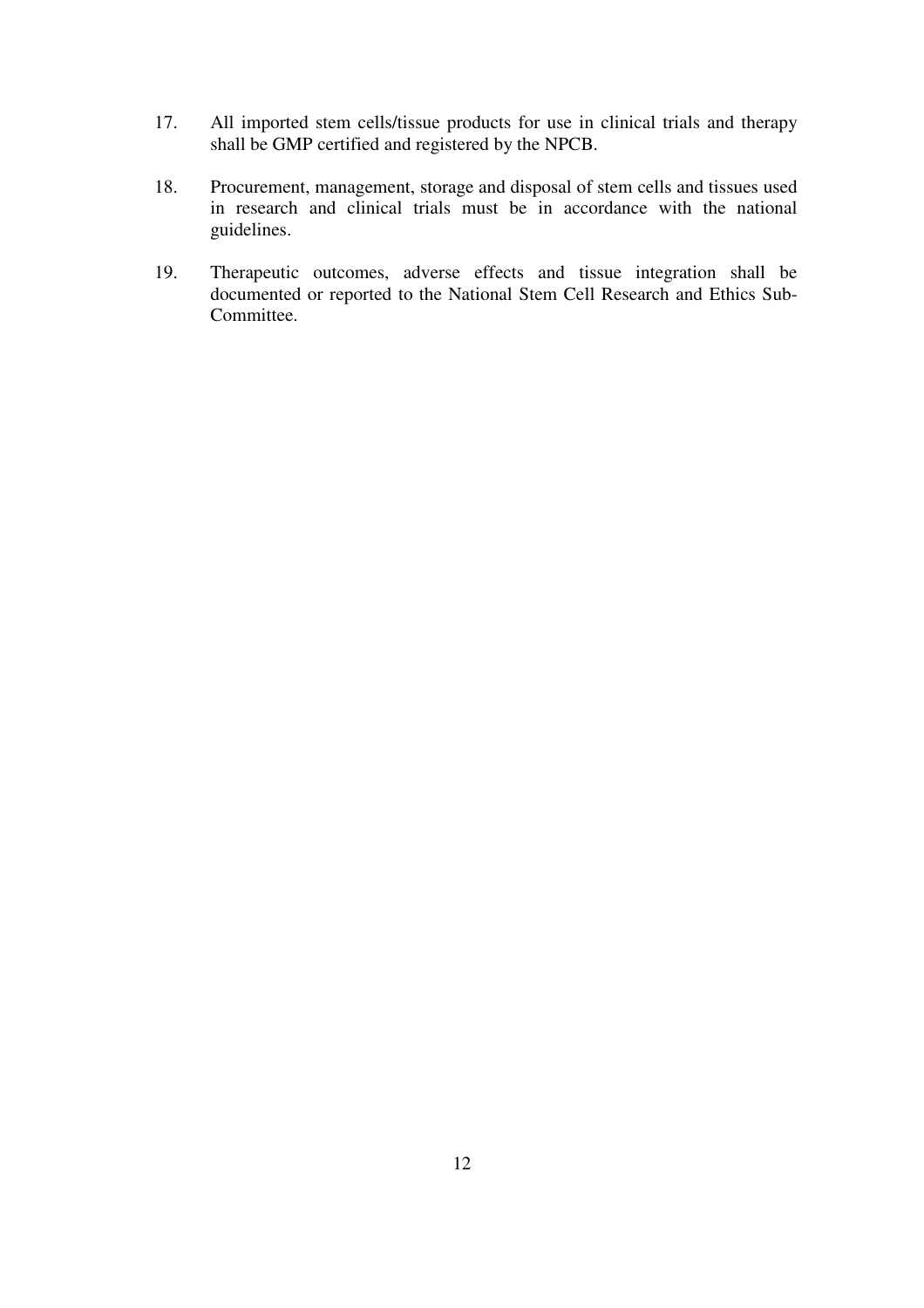17. All imported stem cells/tissue products for use in clinical trials and therapy shall be GMP certified and registered by the NPCB.

18. Procurement, management, storage and disposal of stem cells and tissues used in research and clinical trials must be in accordance with the national guidelines.

19. Therapeutic outcomes, adverse effects and tissue integration shall be documented or reported to the National Stem Cell Research and Ethics Sub-Committee.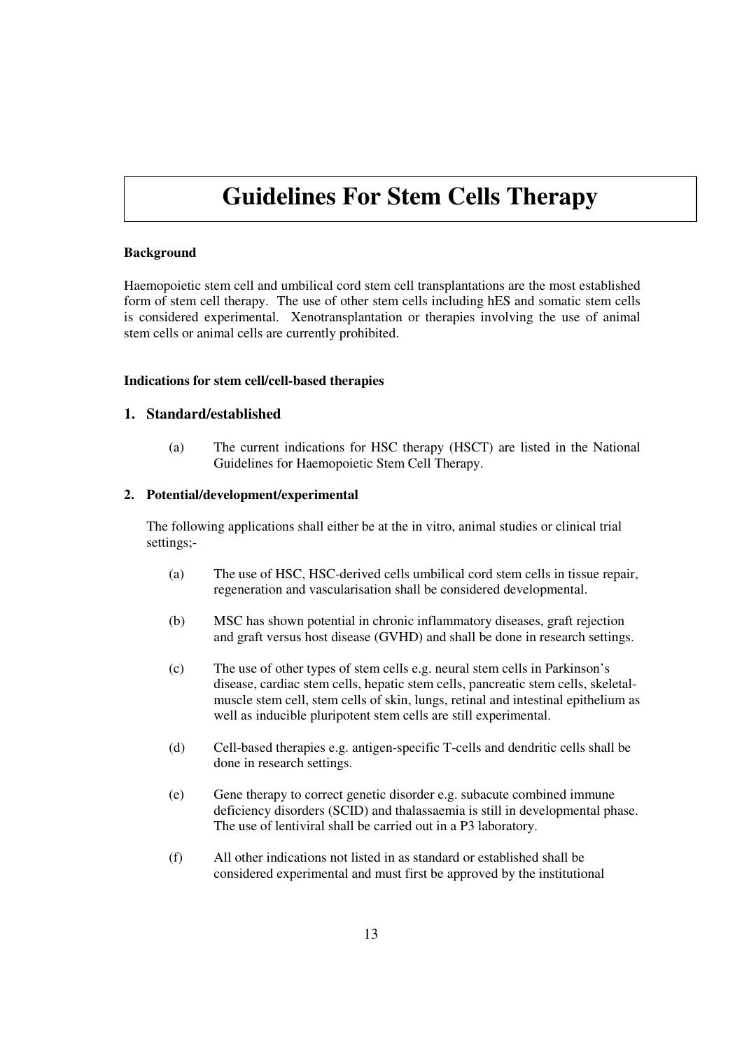# Guidelines For Stem Cells Therapy

**Background**

Haemopoietic stem cell and umbilical cord stem cell transplantations are the most established form of stem cell therapy. The use of other stem cells including hES and somatic stem cells is considered experimental. Xenotransplantation or therapies involving the use of animal stem cells or animal cells are currently prohibited.

**Indications for stem cell/cell-based therapies**

## 1. Standard/established

(a) The current indications for HSC therapy (HSCT) are listed in the National Guidelines for Haemopoietic Stem Cell Therapy.

**2. Potential/development/experimental**

The following applications shall either be at the in vitro, animal studies or clinical trial settings;-

(a) The use of HSC, HSC-derived cells umbilical cord stem cells in tissue repair, regeneration and vascularisation shall be considered developmental.

(b) MSC has shown potential in chronic inflammatory diseases, graft rejection and graft versus host disease (GVHD) and shall be done in research settings.

(c) The use of other types of stem cells e.g. neural stem cells in Parkinson's disease, cardiac stem cells, hepatic stem cells, pancreatic stem cells, skeletal-muscle stem cell, stem cells of skin, lungs, retinal and intestinal epithelium as well as inducible pluripotent stem cells are still experimental.

(d) Cell-based therapies e.g. antigen-specific T-cells and dendritic cells shall be done in research settings.

(e) Gene therapy to correct genetic disorder e.g. subacute combined immune deficiency disorders (SCID) and thalassaemia is still in developmental phase. The use of lentiviral shall be carried out in a P3 laboratory.

(f) All other indications not listed in as standard or established shall be considered experimental and must first be approved by the institutional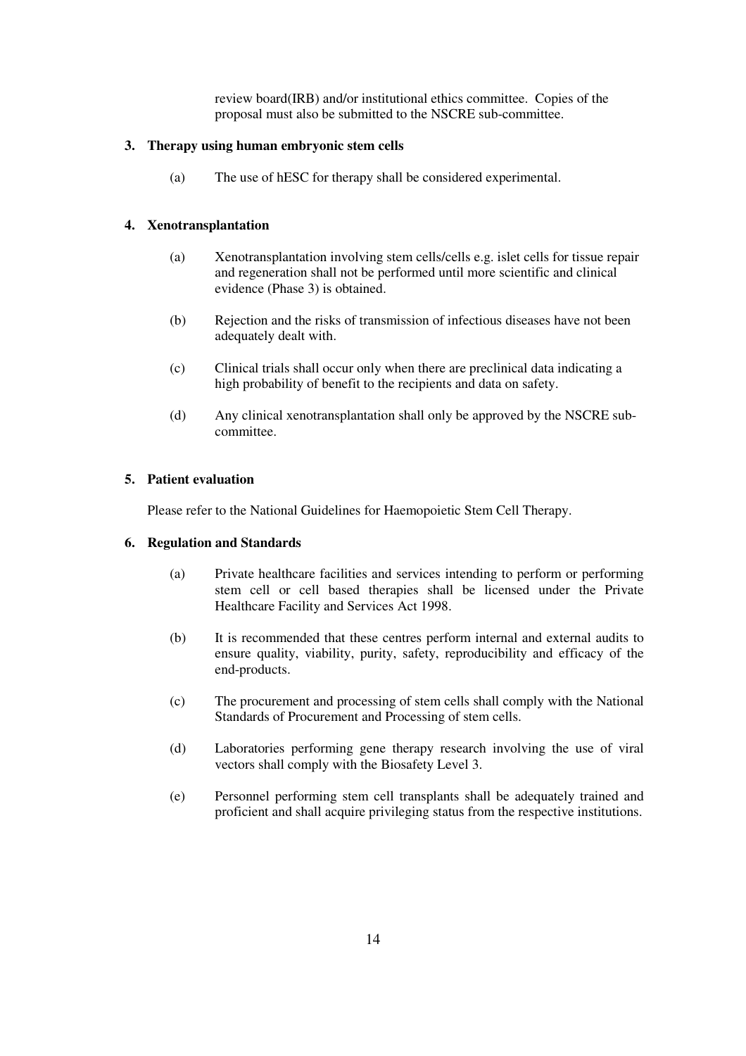review board(IRB) and/or institutional ethics committee. Copies of the proposal must also be submitted to the NSCRE sub-committee.

### 3. Therapy using human embryonic stem cells

(a) The use of hESC for therapy shall be considered experimental.

### 4. Xenotransplantation

(a) Xenotransplantation involving stem cells/cells e.g. islet cells for tissue repair and regeneration shall not be performed until more scientific and clinical evidence (Phase 3) is obtained.

(b) Rejection and the risks of transmission of infectious diseases have not been adequately dealt with.

(c) Clinical trials shall occur only when there are preclinical data indicating a high probability of benefit to the recipients and data on safety.

(d) Any clinical xenotransplantation shall only be approved by the NSCRE sub-committee.

### 5. Patient evaluation

Please refer to the National Guidelines for Haemopoietic Stem Cell Therapy.

### 6. Regulation and Standards

(a) Private healthcare facilities and services intending to perform or performing stem cell or cell based therapies shall be licensed under the Private Healthcare Facility and Services Act 1998.

(b) It is recommended that these centres perform internal and external audits to ensure quality, viability, purity, safety, reproducibility and efficacy of the end-products.

(c) The procurement and processing of stem cells shall comply with the National Standards of Procurement and Processing of stem cells.

(d) Laboratories performing gene therapy research involving the use of viral vectors shall comply with the Biosafety Level 3.

(e) Personnel performing stem cell transplants shall be adequately trained and proficient and shall acquire privileging status from the respective institutions.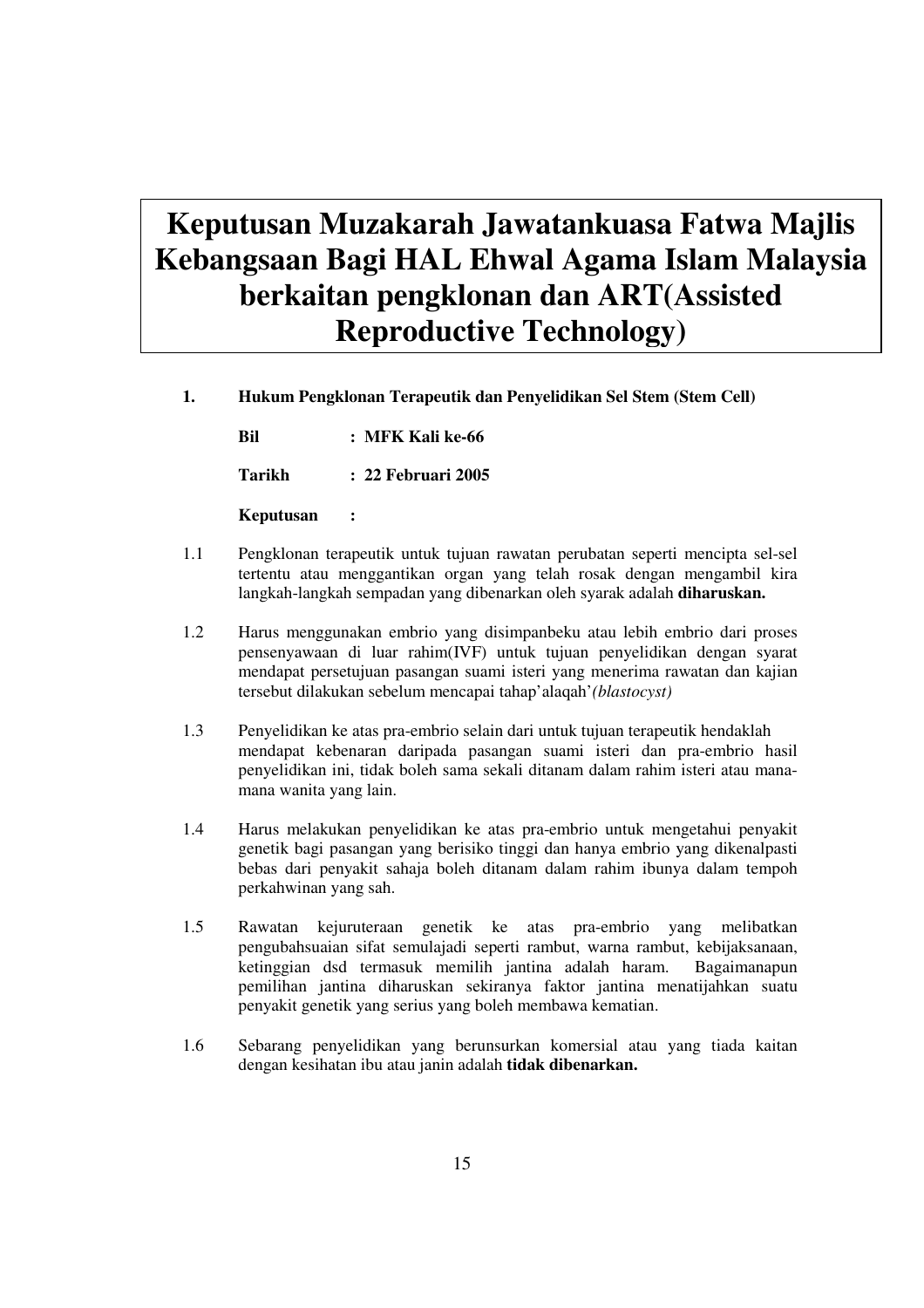# Keputusan Muzakarah Jawatankuasa Fatwa Majlis Kebangsaan Bagi HAL Ehwal Agama Islam Malaysia berkaitan pengklonan dan ART(Assisted Reproductive Technology)

**1. Hukum Pengklonan Terapeutik dan Penyelidikan Sel Stem (Stem Cell)**

**Bil : MFK Kali ke-66**

**Tarikh : 22 Februari 2005**

**Keputusan :**

1.1 Pengklonan terapeutik untuk tujuan rawatan perubatan seperti mencipta sel-sel tertentu atau menggantikan organ yang telah rosak dengan mengambil kira langkah-langkah sempadan yang dibenarkan oleh syarak adalah **diharuskan.**

1.2 Harus menggunakan embrio yang disimpanbeku atau lebih embrio dari proses pensenyawaan di luar rahim(IVF) untuk tujuan penyelidikan dengan syarat mendapat persetujuan pasangan suami isteri yang menerima rawatan dan kajian tersebut dilakukan sebelum mencapai tahap'alaqah'*(blastocyst)*

1.3 Penyelidikan ke atas pra-embrio selain dari untuk tujuan terapeutik hendaklah mendapat kebenaran daripada pasangan suami isteri dan pra-embrio hasil penyelidikan ini, tidak boleh sama sekali ditanam dalam rahim isteri atau mana-mana wanita yang lain.

1.4 Harus melakukan penyelidikan ke atas pra-embrio untuk mengetahui penyakit genetik bagi pasangan yang berisiko tinggi dan hanya embrio yang dikenalpasti bebas dari penyakit sahaja boleh ditanam dalam rahim ibunya dalam tempoh perkahwinan yang sah.

1.5 Rawatan kejuruteraan genetik ke atas pra-embrio yang melibatkan pengubahsuaian sifat semulajadi seperti rambut, warna rambut, kebijaksanaan, ketinggian dsd termasuk memilih jantina adalah haram. Bagaimanapun pemilihan jantina diharuskan sekiranya faktor jantina menatijahkan suatu penyakit genetik yang serius yang boleh membawa kematian.

1.6 Sebarang penyelidikan yang berunsurkan komersial atau yang tiada kaitan dengan kesihatan ibu atau janin adalah **tidak dibenarkan.**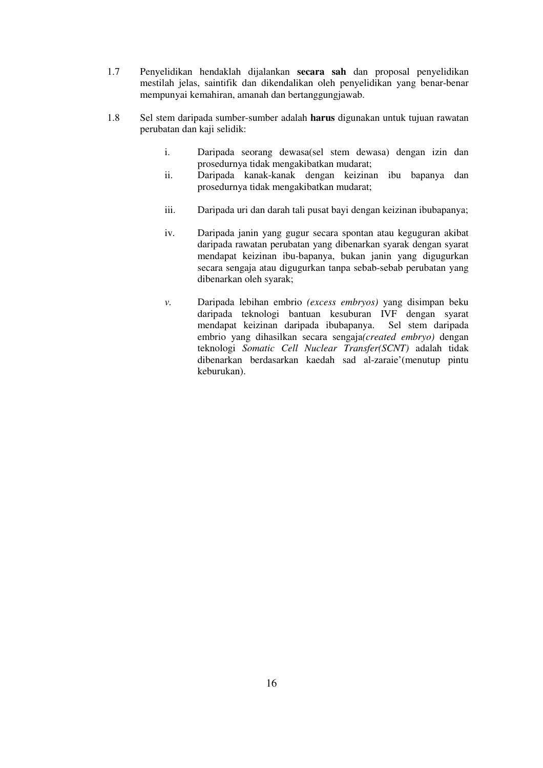1.7 Penyelidikan hendaklah dijalankan **secara sah** dan proposal penyelidikan mestilah jelas, saintifik dan dikendalikan oleh penyelidikan yang benar-benar mempunyai kemahiran, amanah dan bertanggungjawab.

1.8 Sel stem daripada sumber-sumber adalah **harus** digunakan untuk tujuan rawatan perubatan dan kaji selidik:

i. Daripada seorang dewasa(sel stem dewasa) dengan izin dan prosedurnya tidak mengakibatkan mudarat;

ii. Daripada kanak-kanak dengan keizinan ibu bapanya dan prosedurnya tidak mengakibatkan mudarat;

iii. Daripada uri dan darah tali pusat bayi dengan keizinan ibubapanya;

iv. Daripada janin yang gugur secara spontan atau keguguran akibat daripada rawatan perubatan yang dibenarkan syarak dengan syarat mendapat keizinan ibu-bapanya, bukan janin yang digugurkan secara sengaja atau digugurkan tanpa sebab-sebab perubatan yang dibenarkan oleh syarak;

*v.* Daripada lebihan embrio *(excess embryos)* yang disimpan beku daripada teknologi bantuan kesuburan IVF dengan syarat mendapat keizinan daripada ibubapanya. Sel stem daripada embrio yang dihasilkan secara sengaja*(created embryo)* dengan teknologi *Somatic Cell Nuclear Transfer(SCNT)* adalah tidak dibenarkan berdasarkan kaedah sad al-zaraie'(menutup pintu keburukan).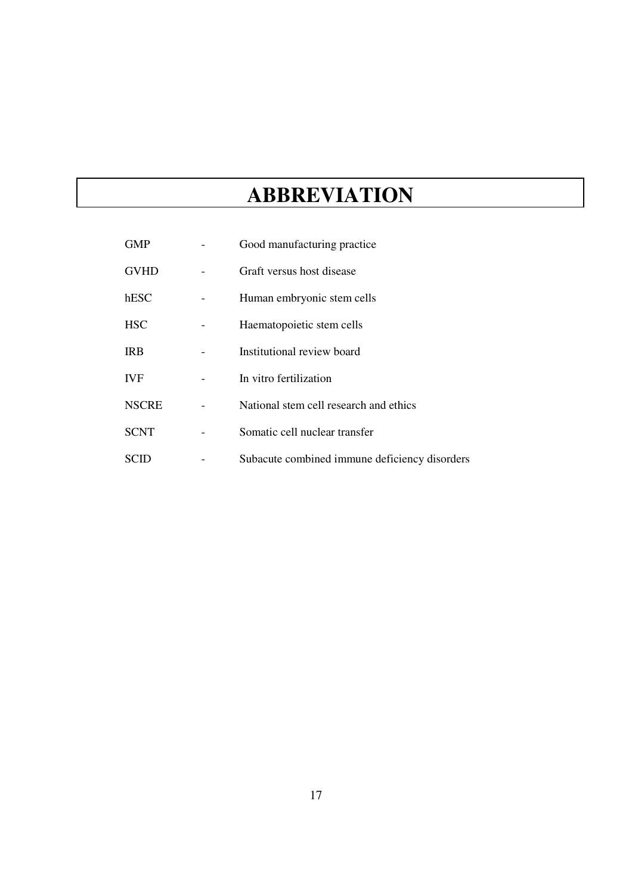# ABBREVIATION

| | | |
|---|---|---|
| GMP | - | Good manufacturing practice |
| GVHD | - | Graft versus host disease |
| hESC | - | Human embryonic stem cells |
| HSC | - | Haematopoietic stem cells |
| IRB | - | Institutional review board |
| IVF | - | In vitro fertilization |
| NSCRE | - | National stem cell research and ethics |
| SCNT | - | Somatic cell nuclear transfer |
| SCID | - | Subacute combined immune deficiency disorders |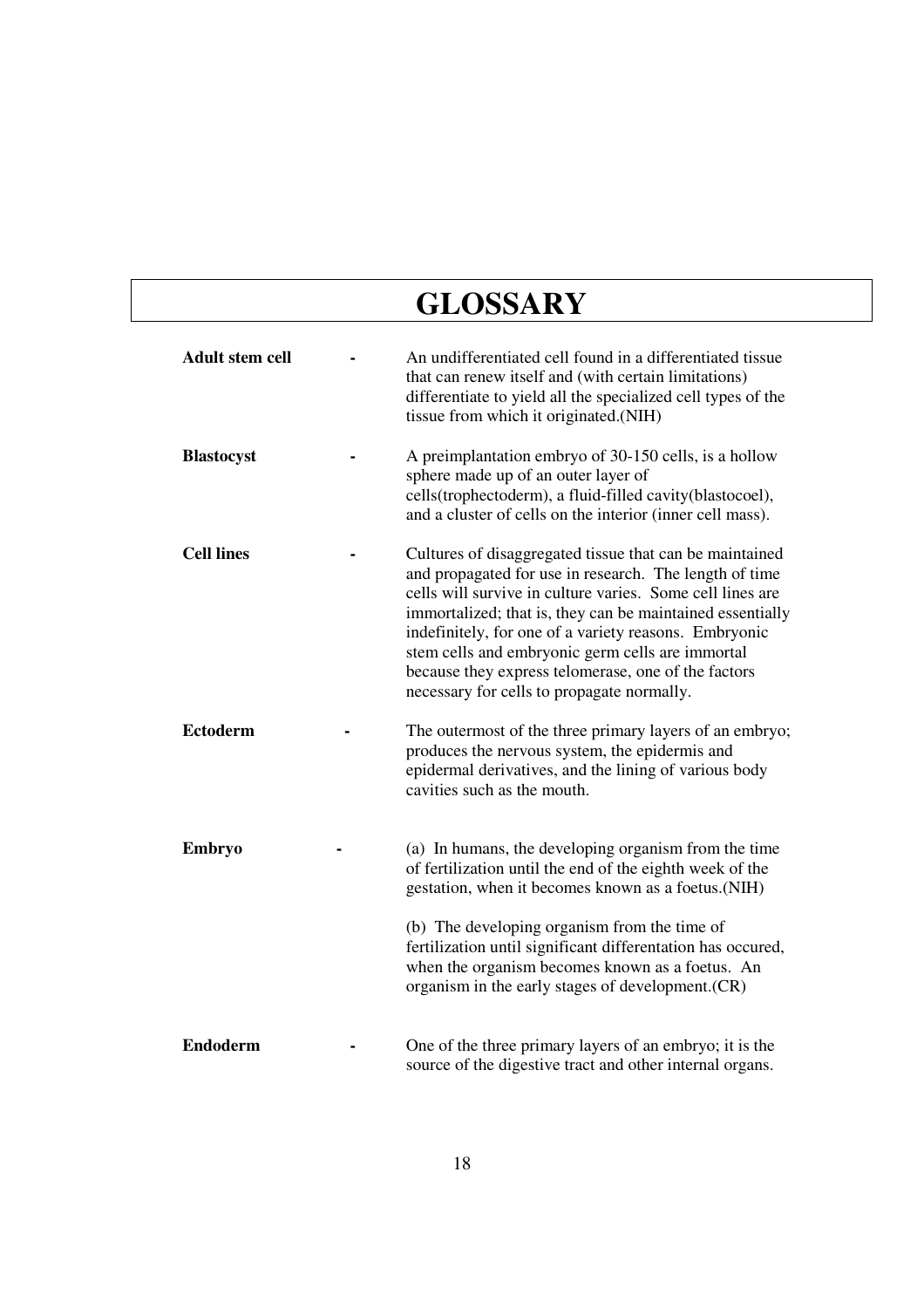# GLOSSARY

**Adult stem cell** - An undifferentiated cell found in a differentiated tissue that can renew itself and (with certain limitations) differentiate to yield all the specialized cell types of the tissue from which it originated.(NIH)

**Blastocyst** - A preimplantation embryo of 30-150 cells, is a hollow sphere made up of an outer layer of cells(trophectoderm), a fluid-filled cavity(blastocoel), and a cluster of cells on the interior (inner cell mass).

**Cell lines** - Cultures of disaggregated tissue that can be maintained and propagated for use in research. The length of time cells will survive in culture varies. Some cell lines are immortalized; that is, they can be maintained essentially indefinitely, for one of a variety reasons. Embryonic stem cells and embryonic germ cells are immortal because they express telomerase, one of the factors necessary for cells to propagate normally.

**Ectoderm** - The outermost of the three primary layers of an embryo; produces the nervous system, the epidermis and epidermal derivatives, and the lining of various body cavities such as the mouth.

**Embryo** - (a) In humans, the developing organism from the time of fertilization until the end of the eighth week of the gestation, when it becomes known as a foetus.(NIH)

(b) The developing organism from the time of fertilization until significant differentation has occured, when the organism becomes known as a foetus. An organism in the early stages of development.(CR)

**Endoderm** - One of the three primary layers of an embryo; it is the source of the digestive tract and other internal organs.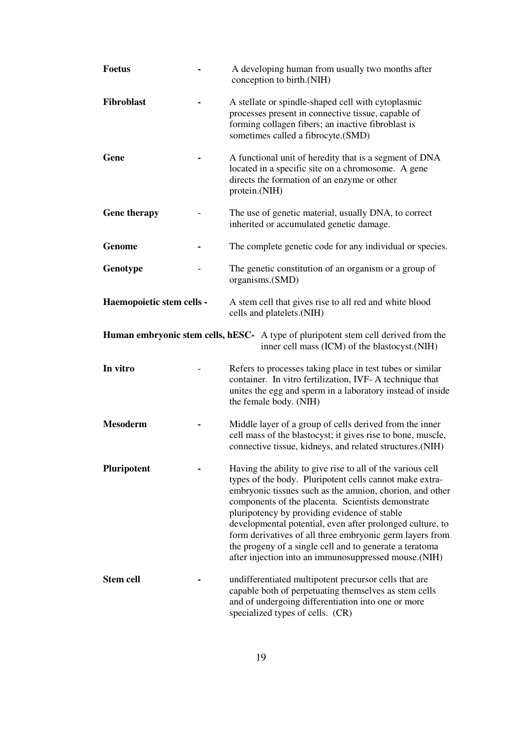**Foetus** - A developing human from usually two months after conception to birth.(NIH)

**Fibroblast** - A stellate or spindle-shaped cell with cytoplasmic processes present in connective tissue, capable of forming collagen fibers; an inactive fibroblast is sometimes called a fibrocyte.(SMD)

**Gene** - A functional unit of heredity that is a segment of DNA located in a specific site on a chromosome. A gene directs the formation of an enzyme or other protein.(NIH)

**Gene therapy** - The use of genetic material, usually DNA, to correct inherited or accumulated genetic damage.

**Genome** - The complete genetic code for any individual or species.

**Genotype** - The genetic constitution of an organism or a group of organisms.(SMD)

**Haemopoietic stem cells** - A stem cell that gives rise to all red and white blood cells and platelets.(NIH)

**Human embryonic stem cells, hESC**- A type of pluripotent stem cell derived from the inner cell mass (ICM) of the blastocyst.(NIH)

**In vitro** - Refers to processes taking place in test tubes or similar container. In vitro fertilization, IVF- A technique that unites the egg and sperm in a laboratory instead of inside the female body. (NIH)

**Mesoderm** - Middle layer of a group of cells derived from the inner cell mass of the blastocyst; it gives rise to bone, muscle, connective tissue, kidneys, and related structures.(NIH)

**Pluripotent** - Having the ability to give rise to all of the various cell types of the body. Pluripotent cells cannot make extra-embryonic tissues such as the amnion, chorion, and other components of the placenta. Scientists demonstrate pluripotency by providing evidence of stable developmental potential, even after prolonged culture, to form derivatives of all three embryonic germ layers from the progeny of a single cell and to generate a teratoma after injection into an immunosuppressed mouse.(NIH)

**Stem cell** - undifferentiated multipotent precursor cells that are capable both of perpetuating themselves as stem cells and of undergoing differentiation into one or more specialized types of cells. (CR)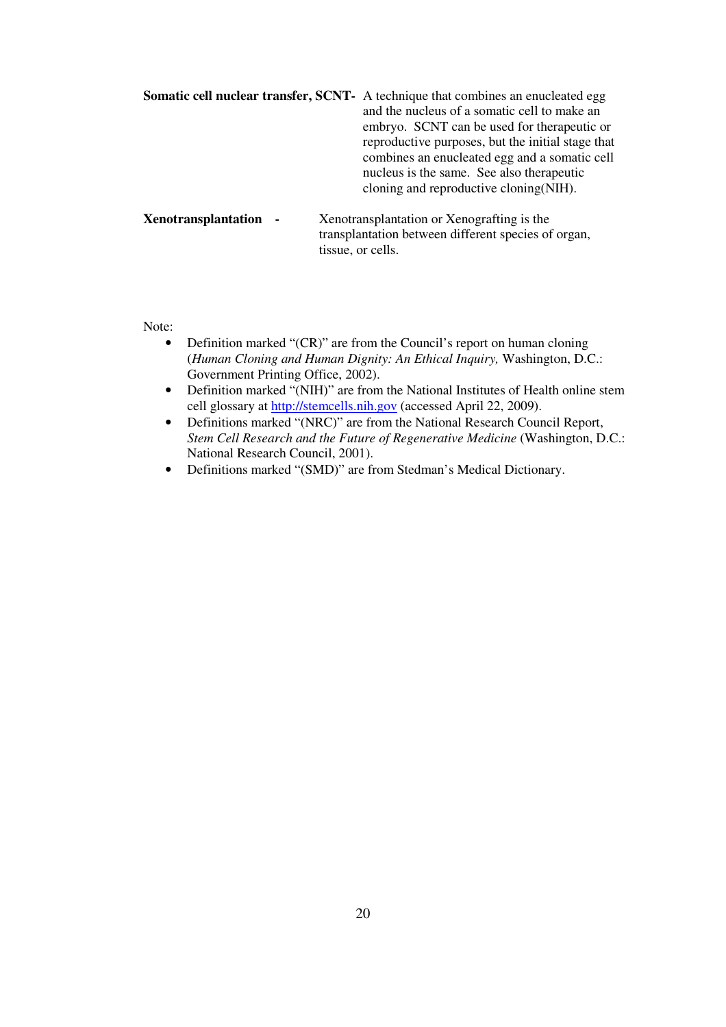**Somatic cell nuclear transfer, SCNT-** A technique that combines an enucleated egg and the nucleus of a somatic cell to make an embryo. SCNT can be used for therapeutic or reproductive purposes, but the initial stage that combines an enucleated egg and a somatic cell nucleus is the same. See also therapeutic cloning and reproductive cloning(NIH).

**Xenotransplantation -** Xenotransplantation or Xenografting is the transplantation between different species of organ, tissue, or cells.

Note:

- Definition marked "(CR)" are from the Council's report on human cloning (*Human Cloning and Human Dignity: An Ethical Inquiry,* Washington, D.C.: Government Printing Office, 2002).
- Definition marked "(NIH)" are from the National Institutes of Health online stem cell glossary at http://stemcells.nih.gov (accessed April 22, 2009).
- Definitions marked "(NRC)" are from the National Research Council Report, *Stem Cell Research and the Future of Regenerative Medicine* (Washington, D.C.: National Research Council, 2001).
- Definitions marked "(SMD)" are from Stedman's Medical Dictionary.